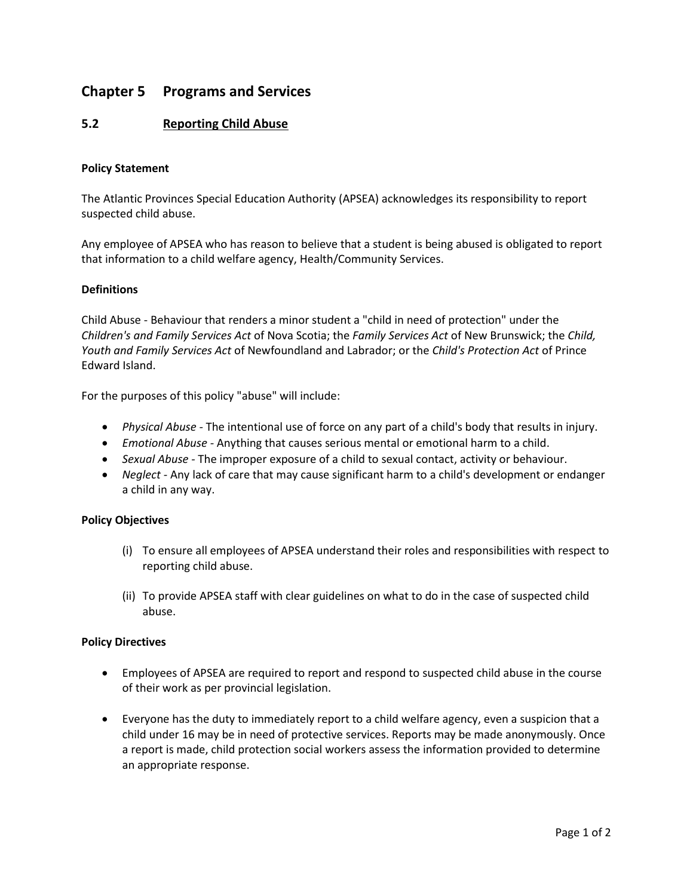# Chapter 5 Programs and Services

## 5.2 Reporting Child Abuse

**Policy Statement**

The Atlantic Provinces Special Education Authority (APSEA) acknowledges its responsibility to report suspected child abuse.

Any employee of APSEA who has reason to believe that a student is being abused is obligated to report that information to a child welfare agency, Health/Community Services.

**Definitions**

Child Abuse - Behaviour that renders a minor student a "child in need of protection" under the *Children's and Family Services Act* of Nova Scotia; the *Family Services Act* of New Brunswick; the *Child, Youth and Family Services Act* of Newfoundland and Labrador; or the *Child's Protection Act* of Prince Edward Island.

For the purposes of this policy "abuse" will include:

- *Physical Abuse* - The intentional use of force on any part of a child's body that results in injury.
- *Emotional Abuse* - Anything that causes serious mental or emotional harm to a child.
- *Sexual Abuse* - The improper exposure of a child to sexual contact, activity or behaviour.
- *Neglect* - Any lack of care that may cause significant harm to a child's development or endanger a child in any way.

**Policy Objectives**

(i) To ensure all employees of APSEA understand their roles and responsibilities with respect to reporting child abuse.

(ii) To provide APSEA staff with clear guidelines on what to do in the case of suspected child abuse.

**Policy Directives**

- Employees of APSEA are required to report and respond to suspected child abuse in the course of their work as per provincial legislation.

- Everyone has the duty to immediately report to a child welfare agency, even a suspicion that a child under 16 may be in need of protective services. Reports may be made anonymously. Once a report is made, child protection social workers assess the information provided to determine an appropriate response.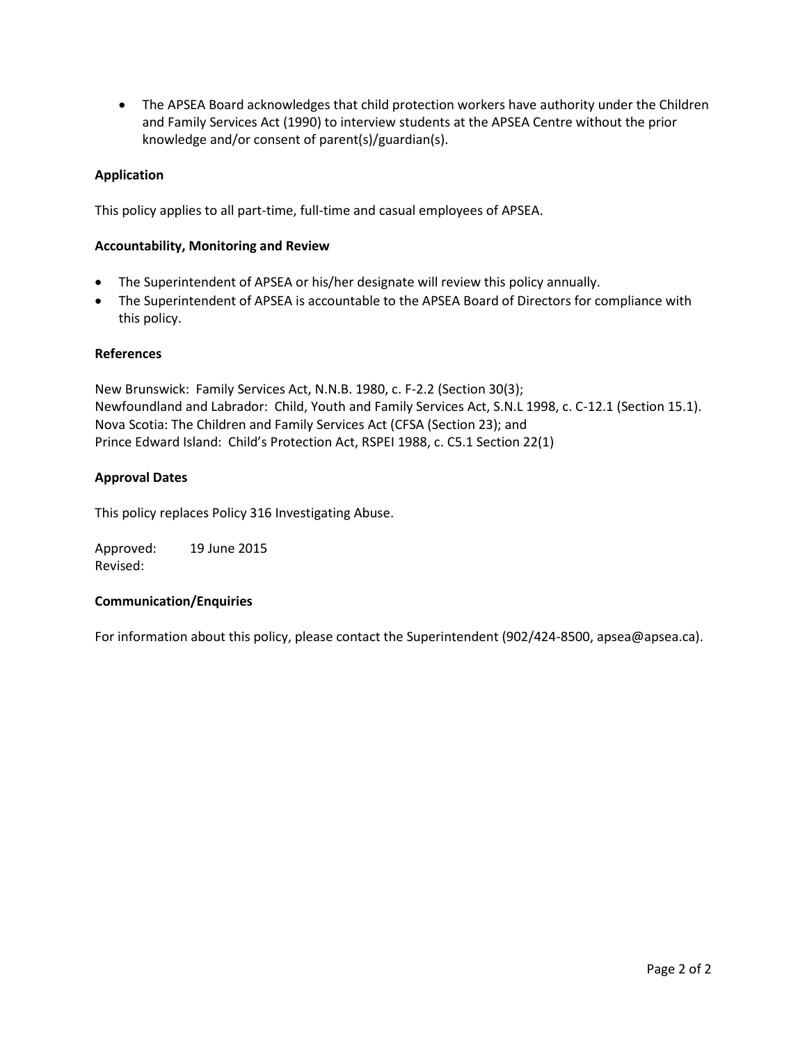- The APSEA Board acknowledges that child protection workers have authority under the Children and Family Services Act (1990) to interview students at the APSEA Centre without the prior knowledge and/or consent of parent(s)/guardian(s).

**Application**

This policy applies to all part-time, full-time and casual employees of APSEA.

**Accountability, Monitoring and Review**

- The Superintendent of APSEA or his/her designate will review this policy annually.
- The Superintendent of APSEA is accountable to the APSEA Board of Directors for compliance with this policy.

**References**

New Brunswick: Family Services Act, N.N.B. 1980, c. F-2.2 (Section 30(3);
Newfoundland and Labrador: Child, Youth and Family Services Act, S.N.L 1998, c. C-12.1 (Section 15.1).
Nova Scotia: The Children and Family Services Act (CFSA (Section 23); and
Prince Edward Island: Child's Protection Act, RSPEI 1988, c. C5.1 Section 22(1)

**Approval Dates**

This policy replaces Policy 316 Investigating Abuse.

Approved: 19 June 2015
Revised:

**Communication/Enquiries**

For information about this policy, please contact the Superintendent (902/424-8500, apsea@apsea.ca).